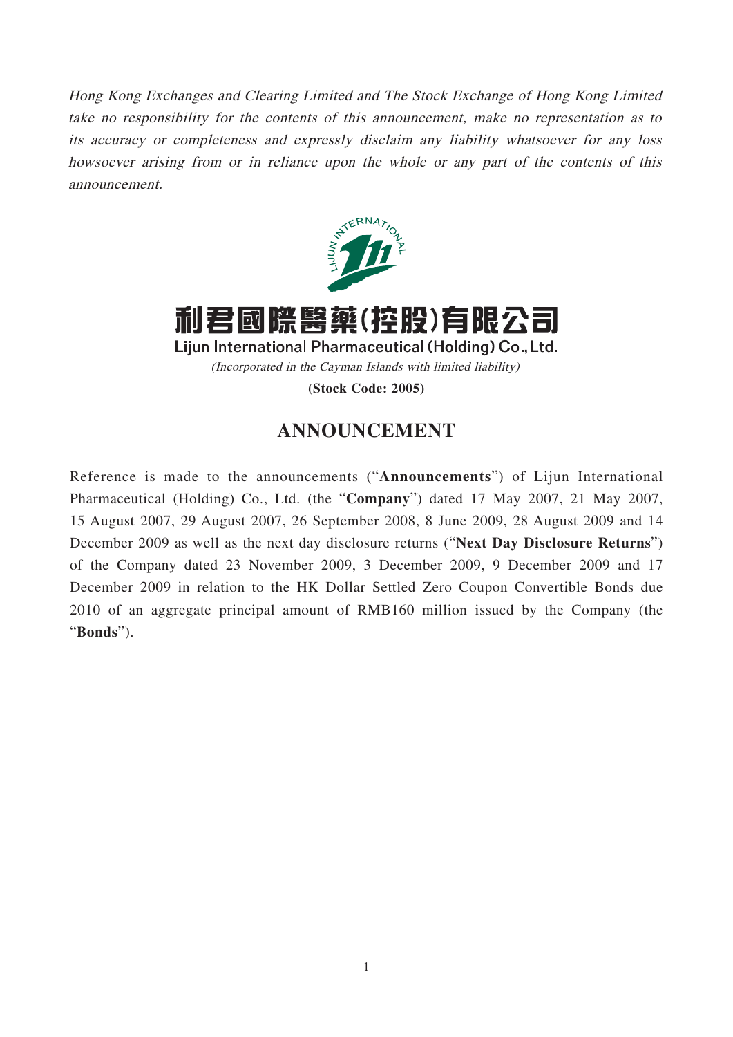*Hong Kong Exchanges and Clearing Limited and The Stock Exchange of Hong Kong Limited take no responsibility for the contents of this announcement, make no representation as to its accuracy or completeness and expressly disclaim any liability whatsoever for any loss howsoever arising from or in reliance upon the whole or any part of the contents of this announcement.*

# 利君國際醫藥(控股)有限公司

**Lijun International Pharmaceutical (Holding) Co., Ltd.**

*(Incorporated in the Cayman Islands with limited liability)*

**(Stock Code: 2005)**

## ANNOUNCEMENT

Reference is made to the announcements ("**Announcements**") of Lijun International Pharmaceutical (Holding) Co., Ltd. (the "**Company**") dated 17 May 2007, 21 May 2007, 15 August 2007, 29 August 2007, 26 September 2008, 8 June 2009, 28 August 2009 and 14 December 2009 as well as the next day disclosure returns ("**Next Day Disclosure Returns**") of the Company dated 23 November 2009, 3 December 2009, 9 December 2009 and 17 December 2009 in relation to the HK Dollar Settled Zero Coupon Convertible Bonds due 2010 of an aggregate principal amount of RMB160 million issued by the Company (the "**Bonds**").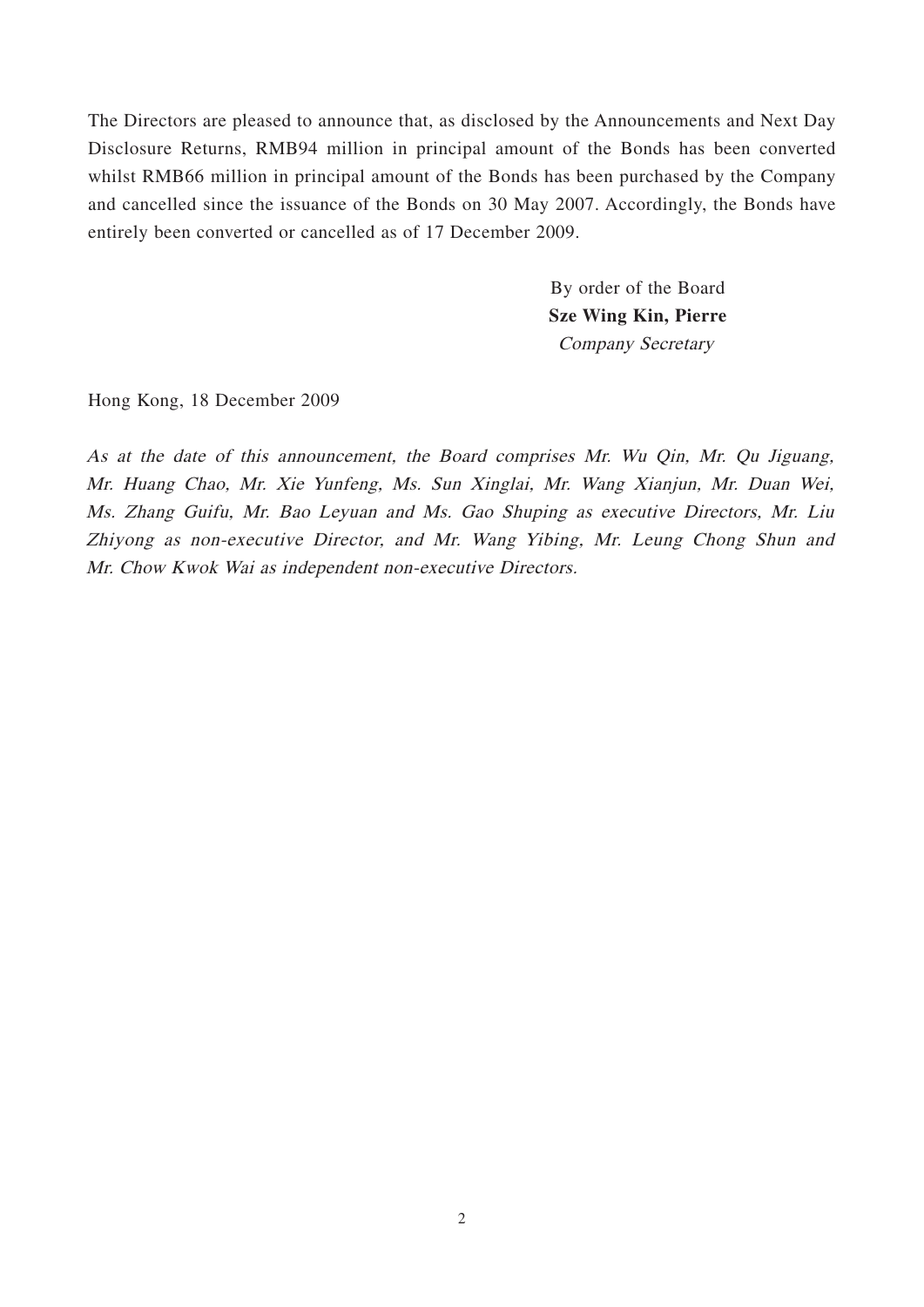The Directors are pleased to announce that, as disclosed by the Announcements and Next Day Disclosure Returns, RMB94 million in principal amount of the Bonds has been converted whilst RMB66 million in principal amount of the Bonds has been purchased by the Company and cancelled since the issuance of the Bonds on 30 May 2007. Accordingly, the Bonds have entirely been converted or cancelled as of 17 December 2009.

By order of the Board
**Sze Wing Kin, Pierre**
*Company Secretary*

Hong Kong, 18 December 2009

*As at the date of this announcement, the Board comprises Mr. Wu Qin, Mr. Qu Jiguang, Mr. Huang Chao, Mr. Xie Yunfeng, Ms. Sun Xinglai, Mr. Wang Xianjun, Mr. Duan Wei, Ms. Zhang Guifu, Mr. Bao Leyuan and Ms. Gao Shuping as executive Directors, Mr. Liu Zhiyong as non-executive Director, and Mr. Wang Yibing, Mr. Leung Chong Shun and Mr. Chow Kwok Wai as independent non-executive Directors.*